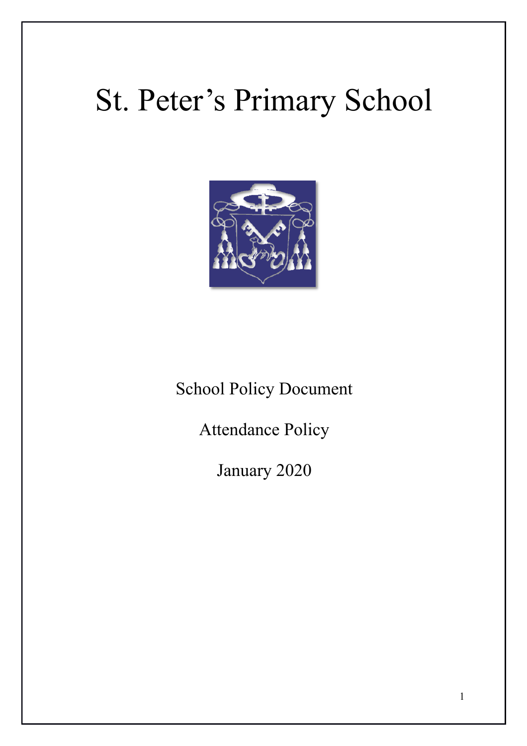# St. Peter's Primary School

School Policy Document

Attendance Policy

January 2020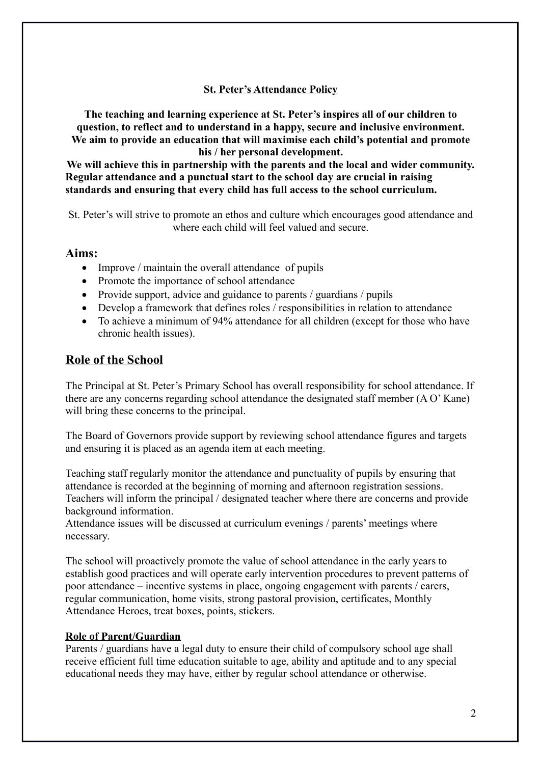# St. Peter's Attendance Policy

**The teaching and learning experience at St. Peter's inspires all of our children to question, to reflect and to understand in a happy, secure and inclusive environment. We aim to provide an education that will maximise each child's potential and promote his / her personal development.**

**We will achieve this in partnership with the parents and the local and wider community. Regular attendance and a punctual start to the school day are crucial in raising standards and ensuring that every child has full access to the school curriculum.**

St. Peter's will strive to promote an ethos and culture which encourages good attendance and where each child will feel valued and secure.

## Aims:

- Improve / maintain the overall attendance of pupils
- Promote the importance of school attendance
- Provide support, advice and guidance to parents / guardians / pupils
- Develop a framework that defines roles / responsibilities in relation to attendance
- To achieve a minimum of 94% attendance for all children (except for those who have chronic health issues).

## Role of the School

The Principal at St. Peter's Primary School has overall responsibility for school attendance. If there are any concerns regarding school attendance the designated staff member (A O' Kane) will bring these concerns to the principal.

The Board of Governors provide support by reviewing school attendance figures and targets and ensuring it is placed as an agenda item at each meeting.

Teaching staff regularly monitor the attendance and punctuality of pupils by ensuring that attendance is recorded at the beginning of morning and afternoon registration sessions. Teachers will inform the principal / designated teacher where there are concerns and provide background information.

Attendance issues will be discussed at curriculum evenings / parents' meetings where necessary.

The school will proactively promote the value of school attendance in the early years to establish good practices and will operate early intervention procedures to prevent patterns of poor attendance – incentive systems in place, ongoing engagement with parents / carers, regular communication, home visits, strong pastoral provision, certificates, Monthly Attendance Heroes, treat boxes, points, stickers.

### Role of Parent/Guardian

Parents / guardians have a legal duty to ensure their child of compulsory school age shall receive efficient full time education suitable to age, ability and aptitude and to any special educational needs they may have, either by regular school attendance or otherwise.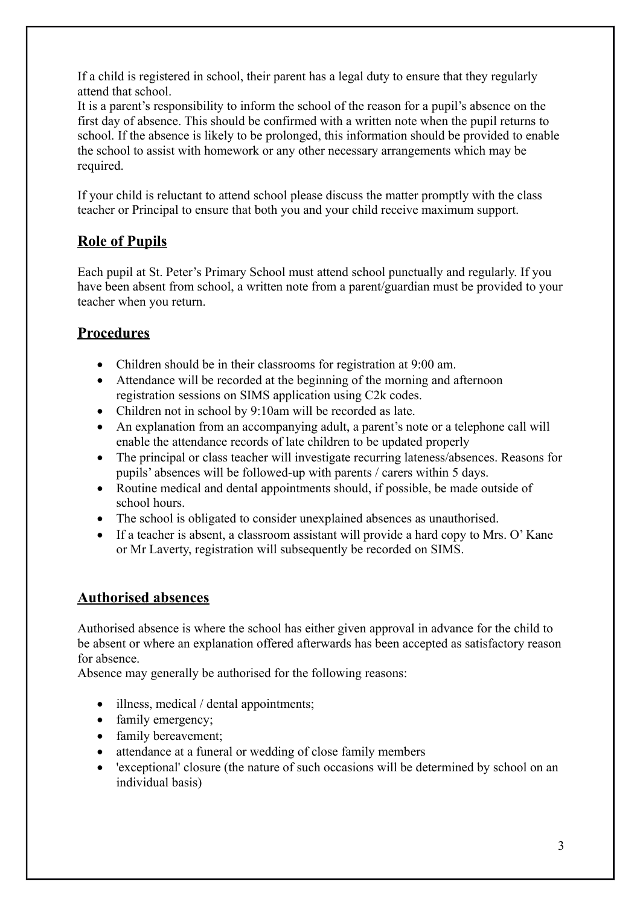If a child is registered in school, their parent has a legal duty to ensure that they regularly attend that school.
It is a parent's responsibility to inform the school of the reason for a pupil's absence on the first day of absence. This should be confirmed with a written note when the pupil returns to school. If the absence is likely to be prolonged, this information should be provided to enable the school to assist with homework or any other necessary arrangements which may be required.

If your child is reluctant to attend school please discuss the matter promptly with the class teacher or Principal to ensure that both you and your child receive maximum support.

## Role of Pupils

Each pupil at St. Peter's Primary School must attend school punctually and regularly. If you have been absent from school, a written note from a parent/guardian must be provided to your teacher when you return.

## Procedures

- Children should be in their classrooms for registration at 9:00 am.
- Attendance will be recorded at the beginning of the morning and afternoon registration sessions on SIMS application using C2k codes.
- Children not in school by 9:10am will be recorded as late.
- An explanation from an accompanying adult, a parent's note or a telephone call will enable the attendance records of late children to be updated properly
- The principal or class teacher will investigate recurring lateness/absences. Reasons for pupils' absences will be followed-up with parents / carers within 5 days.
- Routine medical and dental appointments should, if possible, be made outside of school hours.
- The school is obligated to consider unexplained absences as unauthorised.
- If a teacher is absent, a classroom assistant will provide a hard copy to Mrs. O' Kane or Mr Laverty, registration will subsequently be recorded on SIMS.

## Authorised absences

Authorised absence is where the school has either given approval in advance for the child to be absent or where an explanation offered afterwards has been accepted as satisfactory reason for absence.
Absence may generally be authorised for the following reasons:

- illness, medical / dental appointments;
- family emergency;
- family bereavement;
- attendance at a funeral or wedding of close family members
- 'exceptional' closure (the nature of such occasions will be determined by school on an individual basis)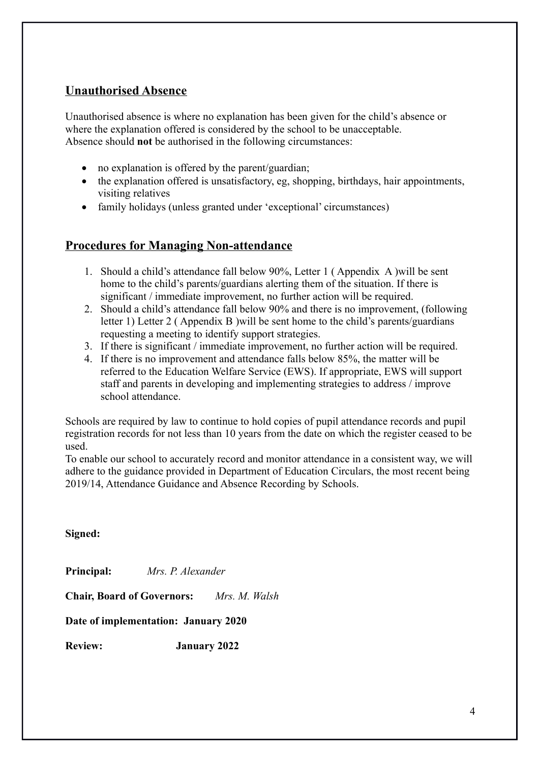## Unauthorised Absence

Unauthorised absence is where no explanation has been given for the child's absence or where the explanation offered is considered by the school to be unacceptable.
Absence should **not** be authorised in the following circumstances:

- no explanation is offered by the parent/guardian;
- the explanation offered is unsatisfactory, eg, shopping, birthdays, hair appointments, visiting relatives
- family holidays (unless granted under 'exceptional' circumstances)

## Procedures for Managing Non-attendance

1. Should a child's attendance fall below 90%, Letter 1 ( Appendix A )will be sent home to the child's parents/guardians alerting them of the situation. If there is significant / immediate improvement, no further action will be required.
2. Should a child's attendance fall below 90% and there is no improvement, (following letter 1) Letter 2 ( Appendix B )will be sent home to the child's parents/guardians requesting a meeting to identify support strategies.
3. If there is significant / immediate improvement, no further action will be required.
4. If there is no improvement and attendance falls below 85%, the matter will be referred to the Education Welfare Service (EWS). If appropriate, EWS will support staff and parents in developing and implementing strategies to address / improve school attendance.

Schools are required by law to continue to hold copies of pupil attendance records and pupil registration records for not less than 10 years from the date on which the register ceased to be used.
To enable our school to accurately record and monitor attendance in a consistent way, we will adhere to the guidance provided in Department of Education Circulars, the most recent being 2019/14, Attendance Guidance and Absence Recording by Schools.

**Signed:**

**Principal:** *Mrs. P. Alexander*

**Chair, Board of Governors:** *Mrs. M. Walsh*

**Date of implementation: January 2020**

**Review: January 2022**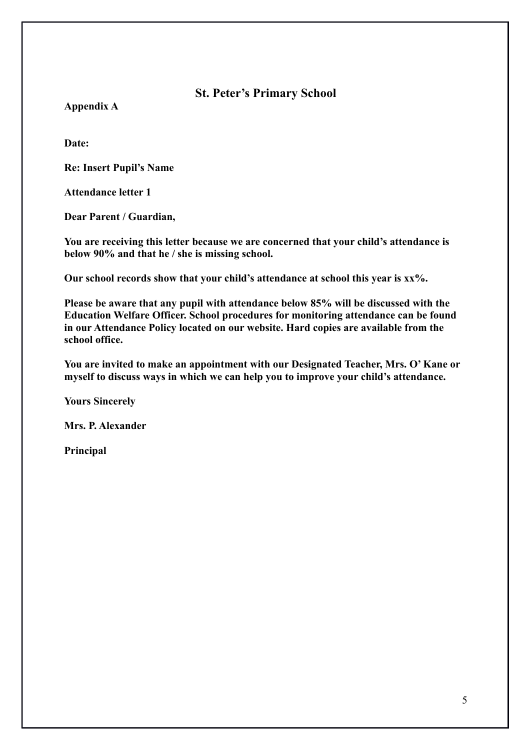## St. Peter's Primary School

**Appendix A**

**Date:**

**Re: Insert Pupil's Name**

**Attendance letter 1**

**Dear Parent / Guardian,**

**You are receiving this letter because we are concerned that your child's attendance is below 90% and that he / she is missing school.**

**Our school records show that your child's attendance at school this year is xx%.**

**Please be aware that any pupil with attendance below 85% will be discussed with the Education Welfare Officer. School procedures for monitoring attendance can be found in our Attendance Policy located on our website. Hard copies are available from the school office.**

**You are invited to make an appointment with our Designated Teacher, Mrs. O' Kane or myself to discuss ways in which we can help you to improve your child's attendance.**

**Yours Sincerely**

**Mrs. P. Alexander**

**Principal**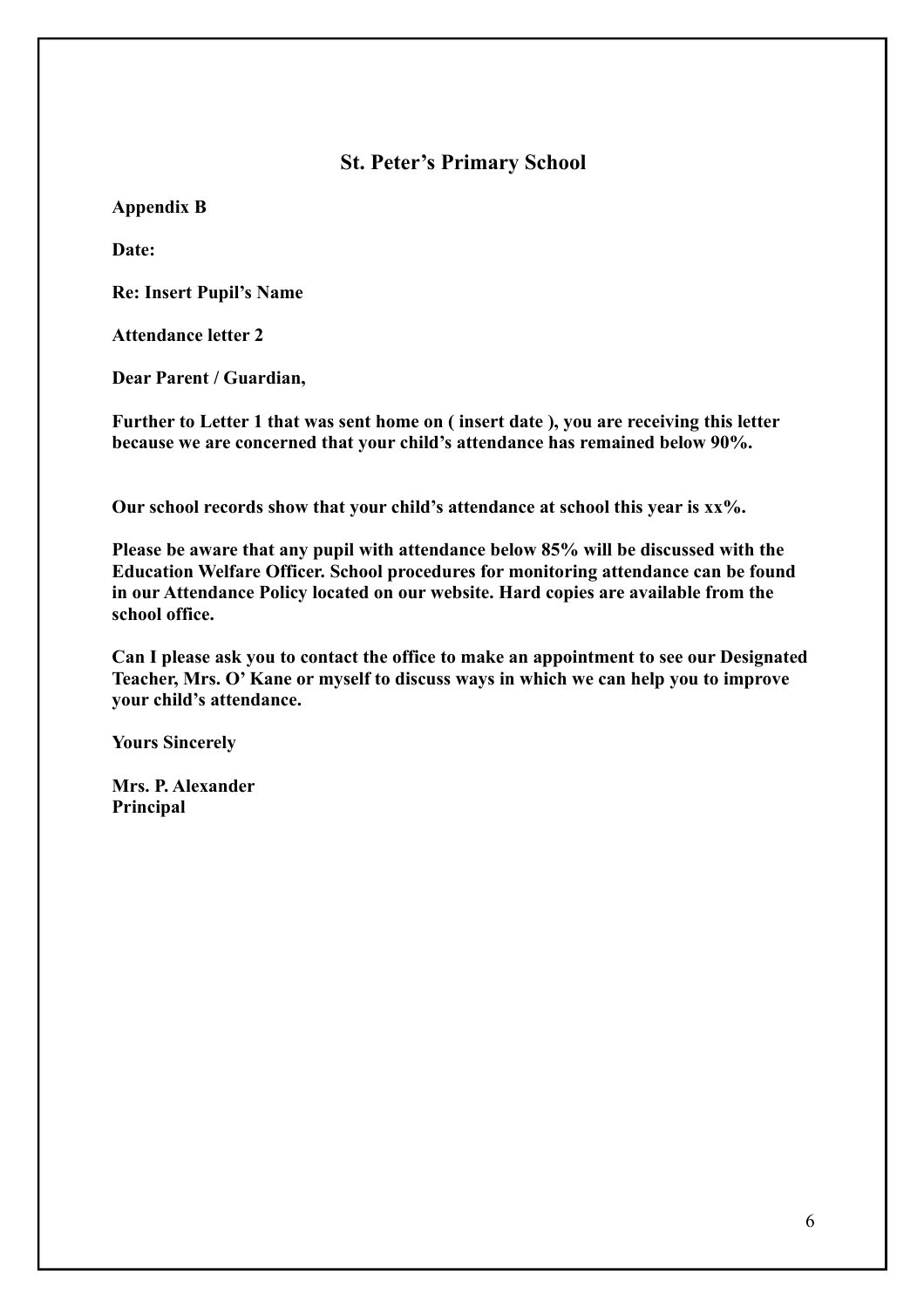## St. Peter's Primary School

**Appendix B**

**Date:**

**Re: Insert Pupil's Name**

**Attendance letter 2**

**Dear Parent / Guardian,**

**Further to Letter 1 that was sent home on ( insert date ), you are receiving this letter because we are concerned that your child's attendance has remained below 90%.**

**Our school records show that your child's attendance at school this year is xx%.**

**Please be aware that any pupil with attendance below 85% will be discussed with the Education Welfare Officer. School procedures for monitoring attendance can be found in our Attendance Policy located on our website. Hard copies are available from the school office.**

**Can I please ask you to contact the office to make an appointment to see our Designated Teacher, Mrs. O' Kane or myself to discuss ways in which we can help you to improve your child's attendance.**

**Yours Sincerely**

**Mrs. P. Alexander**
**Principal**